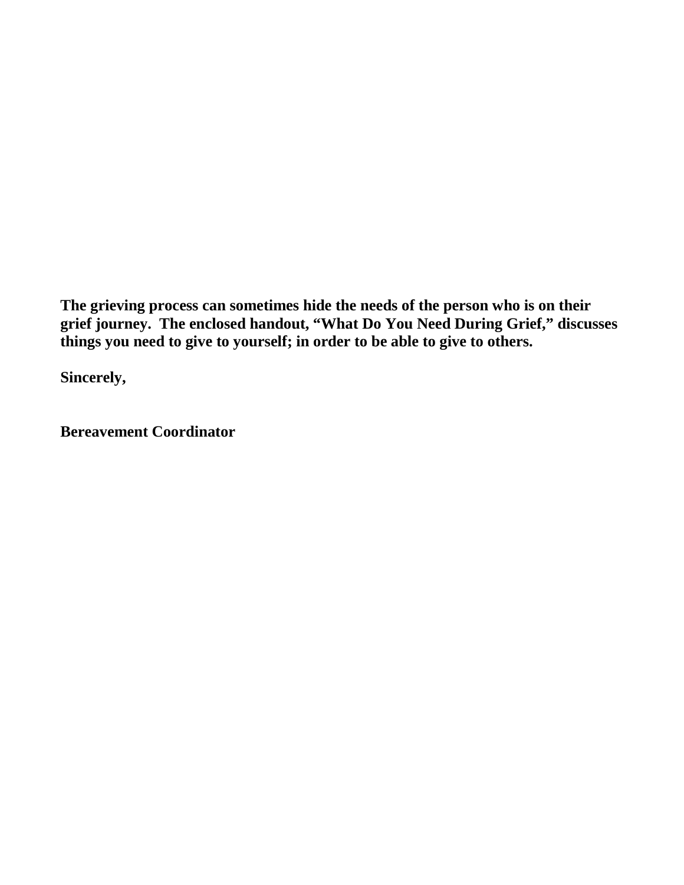**The grieving process can sometimes hide the needs of the person who is on their grief journey. The enclosed handout, "What Do You Need During Grief," discusses things you need to give to yourself; in order to be able to give to others.**

**Sincerely,**

**Bereavement Coordinator**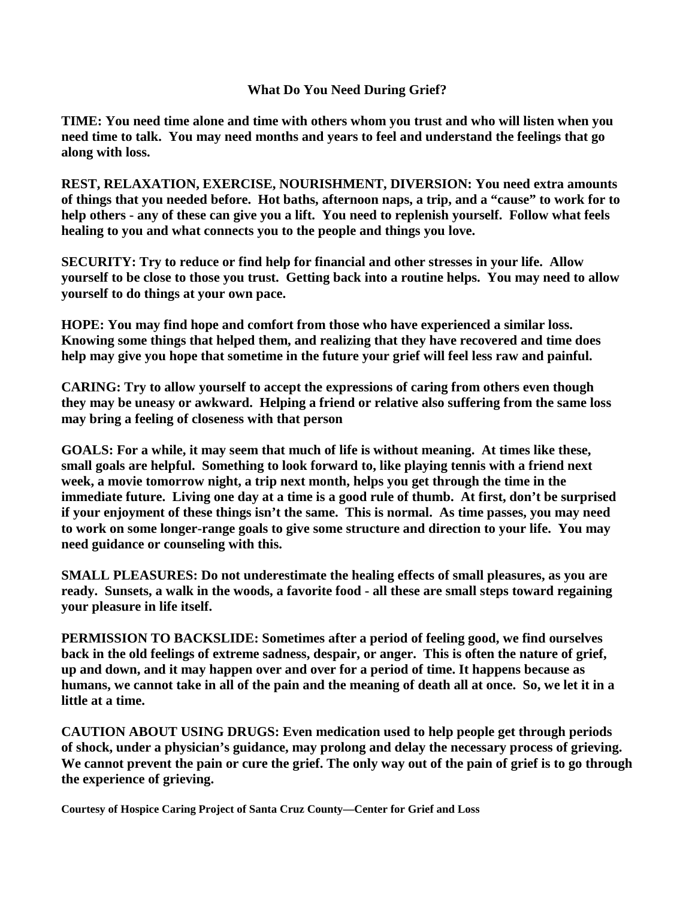**What Do You Need During Grief?**

**TIME: You need time alone and time with others whom you trust and who will listen when you need time to talk. You may need months and years to feel and understand the feelings that go along with loss.**

**REST, RELAXATION, EXERCISE, NOURISHMENT, DIVERSION: You need extra amounts of things that you needed before. Hot baths, afternoon naps, a trip, and a "cause" to work for to help others - any of these can give you a lift. You need to replenish yourself. Follow what feels healing to you and what connects you to the people and things you love.**

**SECURITY: Try to reduce or find help for financial and other stresses in your life. Allow yourself to be close to those you trust. Getting back into a routine helps. You may need to allow yourself to do things at your own pace.**

**HOPE: You may find hope and comfort from those who have experienced a similar loss. Knowing some things that helped them, and realizing that they have recovered and time does help may give you hope that sometime in the future your grief will feel less raw and painful.**

**CARING: Try to allow yourself to accept the expressions of caring from others even though they may be uneasy or awkward. Helping a friend or relative also suffering from the same loss may bring a feeling of closeness with that person**

**GOALS: For a while, it may seem that much of life is without meaning. At times like these, small goals are helpful. Something to look forward to, like playing tennis with a friend next week, a movie tomorrow night, a trip next month, helps you get through the time in the immediate future. Living one day at a time is a good rule of thumb. At first, don't be surprised if your enjoyment of these things isn't the same. This is normal. As time passes, you may need to work on some longer-range goals to give some structure and direction to your life. You may need guidance or counseling with this.**

**SMALL PLEASURES: Do not underestimate the healing effects of small pleasures, as you are ready. Sunsets, a walk in the woods, a favorite food - all these are small steps toward regaining your pleasure in life itself.**

**PERMISSION TO BACKSLIDE: Sometimes after a period of feeling good, we find ourselves back in the old feelings of extreme sadness, despair, or anger. This is often the nature of grief, up and down, and it may happen over and over for a period of time. It happens because as humans, we cannot take in all of the pain and the meaning of death all at once. So, we let it in a little at a time.**

**CAUTION ABOUT USING DRUGS: Even medication used to help people get through periods of shock, under a physician's guidance, may prolong and delay the necessary process of grieving. We cannot prevent the pain or cure the grief. The only way out of the pain of grief is to go through the experience of grieving.**

**Courtesy of Hospice Caring Project of Santa Cruz County—Center for Grief and Loss**